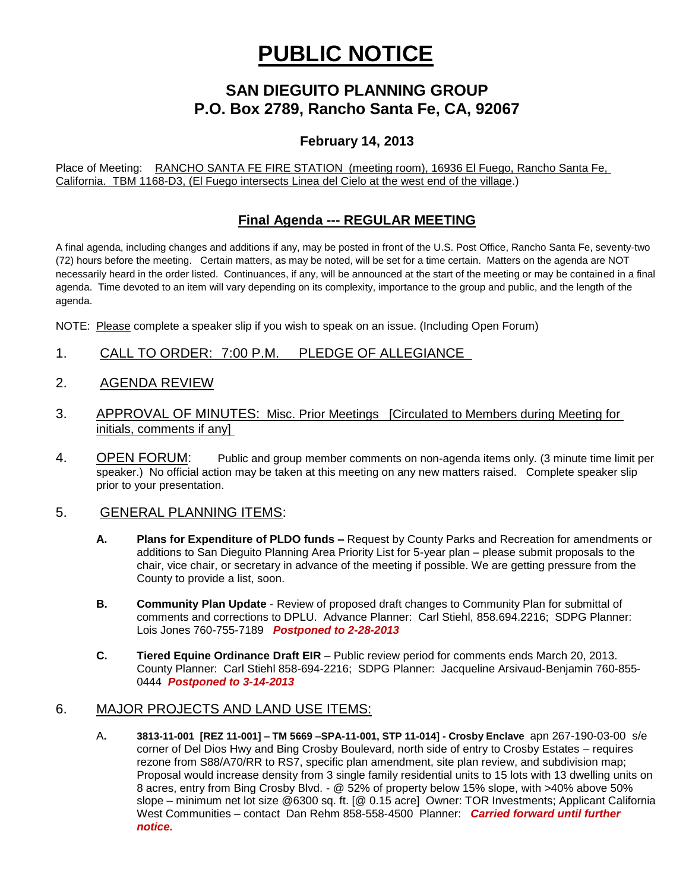# PUBLIC NOTICE

## SAN DIEGUITO PLANNING GROUP
## P.O. Box 2789, Rancho Santa Fe, CA, 92067

### February 14, 2013

Place of Meeting: RANCHO SANTA FE FIRE STATION (meeting room), 16936 El Fuego, Rancho Santa Fe, California. TBM 1168-D3, (El Fuego intersects Linea del Cielo at the west end of the village.)

## Final Agenda --- REGULAR MEETING

A final agenda, including changes and additions if any, may be posted in front of the U.S. Post Office, Rancho Santa Fe, seventy-two (72) hours before the meeting. Certain matters, as may be noted, will be set for a time certain. Matters on the agenda are NOT necessarily heard in the order listed. Continuances, if any, will be announced at the start of the meeting or may be contained in a final agenda. Time devoted to an item will vary depending on its complexity, importance to the group and public, and the length of the agenda.

NOTE: Please complete a speaker slip if you wish to speak on an issue. (Including Open Forum)

1. CALL TO ORDER: 7:00 P.M. PLEDGE OF ALLEGIANCE

2. AGENDA REVIEW

3. APPROVAL OF MINUTES: Misc. Prior Meetings [Circulated to Members during Meeting for initials, comments if any]

4. OPEN FORUM: Public and group member comments on non-agenda items only. (3 minute time limit per speaker.) No official action may be taken at this meeting on any new matters raised. Complete speaker slip prior to your presentation.

5. GENERAL PLANNING ITEMS:

   **A. Plans for Expenditure of PLDO funds –** Request by County Parks and Recreation for amendments or additions to San Dieguito Planning Area Priority List for 5-year plan – please submit proposals to the chair, vice chair, or secretary in advance of the meeting if possible. We are getting pressure from the County to provide a list, soon.

   **B. Community Plan Update** - Review of proposed draft changes to Community Plan for submittal of comments and corrections to DPLU. Advance Planner: Carl Stiehl, 858.694.2216; SDPG Planner: Lois Jones 760-755-7189 ***Postponed to 2-28-2013***

   **C. Tiered Equine Ordinance Draft EIR** – Public review period for comments ends March 20, 2013. County Planner: Carl Stiehl 858-694-2216; SDPG Planner: Jacqueline Arsivaud-Benjamin 760-855-0444 ***Postponed to 3-14-2013***

6. MAJOR PROJECTS AND LAND USE ITEMS:

   A**. 3813-11-001 [REZ 11-001] – TM 5669 –SPA-11-001, STP 11-014] - Crosby Enclave** apn 267-190-03-00 s/e corner of Del Dios Hwy and Bing Crosby Boulevard, north side of entry to Crosby Estates – requires rezone from S88/A70/RR to RS7, specific plan amendment, site plan review, and subdivision map; Proposal would increase density from 3 single family residential units to 15 lots with 13 dwelling units on 8 acres, entry from Bing Crosby Blvd. - @ 52% of property below 15% slope, with >40% above 50% slope – minimum net lot size @6300 sq. ft. [@ 0.15 acre] Owner: TOR Investments; Applicant California West Communities – contact Dan Rehm 858-558-4500 Planner: ***Carried forward until further notice.***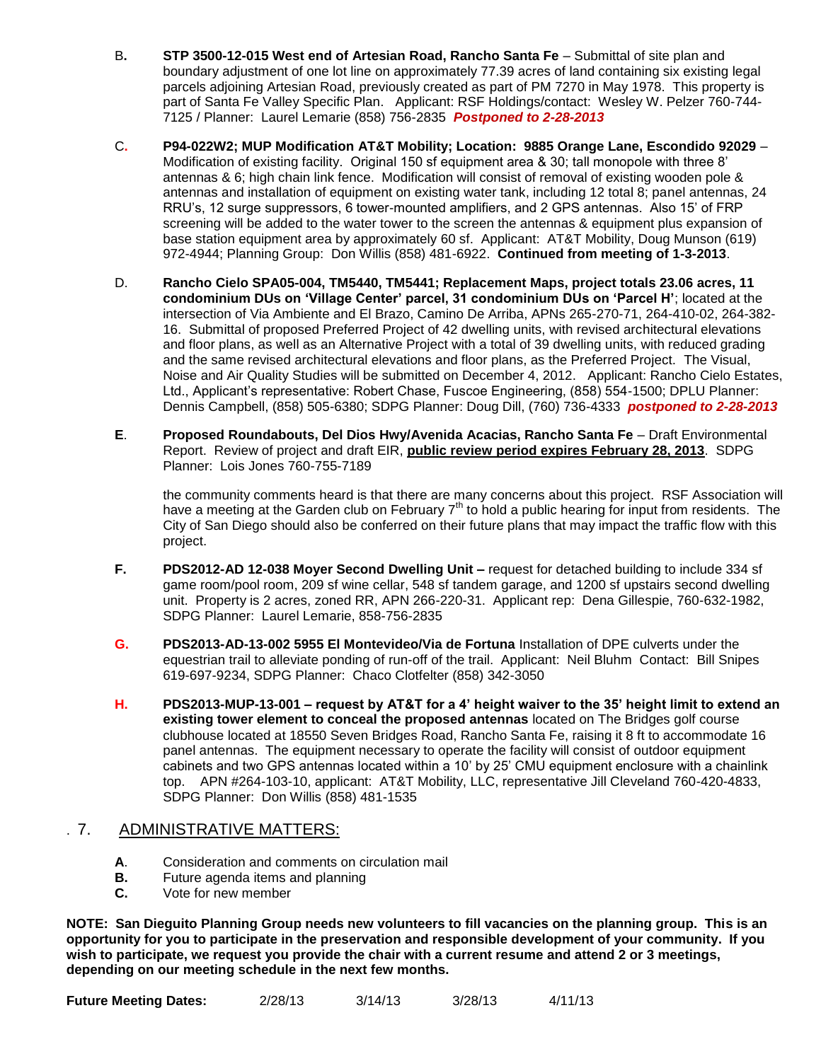**B.** **STP 3500-12-015 West end of Artesian Road, Rancho Santa Fe** – Submittal of site plan and boundary adjustment of one lot line on approximately 77.39 acres of land containing six existing legal parcels adjoining Artesian Road, previously created as part of PM 7270 in May 1978. This property is part of Santa Fe Valley Specific Plan. Applicant: RSF Holdings/contact: Wesley W. Pelzer 760-744-7125 / Planner: Laurel Lemarie (858) 756-2835 ***Postponed to 2-28-2013***

**C.** **P94-022W2; MUP Modification AT&T Mobility; Location: 9885 Orange Lane, Escondido 92029** – Modification of existing facility. Original 150 sf equipment area & 30; tall monopole with three 8' antennas & 6; high chain link fence. Modification will consist of removal of existing wooden pole & antennas and installation of equipment on existing water tank, including 12 total 8; panel antennas, 24 RRU's, 12 surge suppressors, 6 tower-mounted amplifiers, and 2 GPS antennas. Also 15' of FRP screening will be added to the water tower to the screen the antennas & equipment plus expansion of base station equipment area by approximately 60 sf. Applicant: AT&T Mobility, Doug Munson (619) 972-4944; Planning Group: Don Willis (858) 481-6922. **Continued from meeting of 1-3-2013**.

D. **Rancho Cielo SPA05-004, TM5440, TM5441; Replacement Maps, project totals 23.06 acres, 11 condominium DUs on 'Village Center' parcel, 31 condominium DUs on 'Parcel H'**; located at the intersection of Via Ambiente and El Brazo, Camino De Arriba, APNs 265-270-71, 264-410-02, 264-382-16. Submittal of proposed Preferred Project of 42 dwelling units, with revised architectural elevations and floor plans, as well as an Alternative Project with a total of 39 dwelling units, with reduced grading and the same revised architectural elevations and floor plans, as the Preferred Project. The Visual, Noise and Air Quality Studies will be submitted on December 4, 2012. Applicant: Rancho Cielo Estates, Ltd., Applicant's representative: Robert Chase, Fuscoe Engineering, (858) 554-1500; DPLU Planner: Dennis Campbell, (858) 505-6380; SDPG Planner: Doug Dill, (760) 736-4333 ***postponed to 2-28-2013***

**E**. **Proposed Roundabouts, Del Dios Hwy/Avenida Acacias, Rancho Santa Fe** – Draft Environmental Report. Review of project and draft EIR, **public review period expires February 28, 2013**. SDPG Planner: Lois Jones 760-755-7189

the community comments heard is that there are many concerns about this project. RSF Association will have a meeting at the Garden club on February 7th to hold a public hearing for input from residents. The City of San Diego should also be conferred on their future plans that may impact the traffic flow with this project.

**F.** **PDS2012-AD 12-038 Moyer Second Dwelling Unit –** request for detached building to include 334 sf game room/pool room, 209 sf wine cellar, 548 sf tandem garage, and 1200 sf upstairs second dwelling unit. Property is 2 acres, zoned RR, APN 266-220-31. Applicant rep: Dena Gillespie, 760-632-1982, SDPG Planner: Laurel Lemarie, 858-756-2835

**G.** **PDS2013-AD-13-002 5955 El Montevideo/Via de Fortuna** Installation of DPE culverts under the equestrian trail to alleviate ponding of run-off of the trail. Applicant: Neil Bluhm Contact: Bill Snipes 619-697-9234, SDPG Planner: Chaco Clotfelter (858) 342-3050

**H.** **PDS2013-MUP-13-001 – request by AT&T for a 4' height waiver to the 35' height limit to extend an existing tower element to conceal the proposed antennas** located on The Bridges golf course clubhouse located at 18550 Seven Bridges Road, Rancho Santa Fe, raising it 8 ft to accommodate 16 panel antennas. The equipment necessary to operate the facility will consist of outdoor equipment cabinets and two GPS antennas located within a 10' by 25' CMU equipment enclosure with a chainlink top. APN #264-103-10, applicant: AT&T Mobility, LLC, representative Jill Cleveland 760-420-4833, SDPG Planner: Don Willis (858) 481-1535

## 7. ADMINISTRATIVE MATTERS:

**A**. Consideration and comments on circulation mail
**B.** Future agenda items and planning
**C.** Vote for new member

**NOTE: San Dieguito Planning Group needs new volunteers to fill vacancies on the planning group. This is an opportunity for you to participate in the preservation and responsible development of your community. If you wish to participate, we request you provide the chair with a current resume and attend 2 or 3 meetings, depending on our meeting schedule in the next few months.**

**Future Meeting Dates:** 2/28/13 3/14/13 3/28/13 4/11/13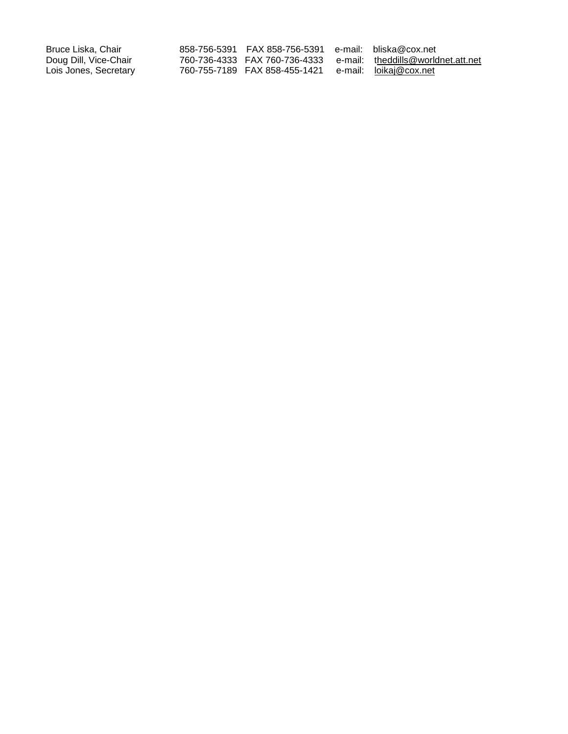| | | | |
|---|---|---|---|
| Bruce Liska, Chair | 858-756-5391 | FAX 858-756-5391 | e-mail: bliska@cox.net |
| Doug Dill, Vice-Chair | 760-736-4333 | FAX 760-736-4333 | e-mail: theddills@worldnet.att.net |
| Lois Jones, Secretary | 760-755-7189 | FAX 858-455-1421 | e-mail: loikaj@cox.net |